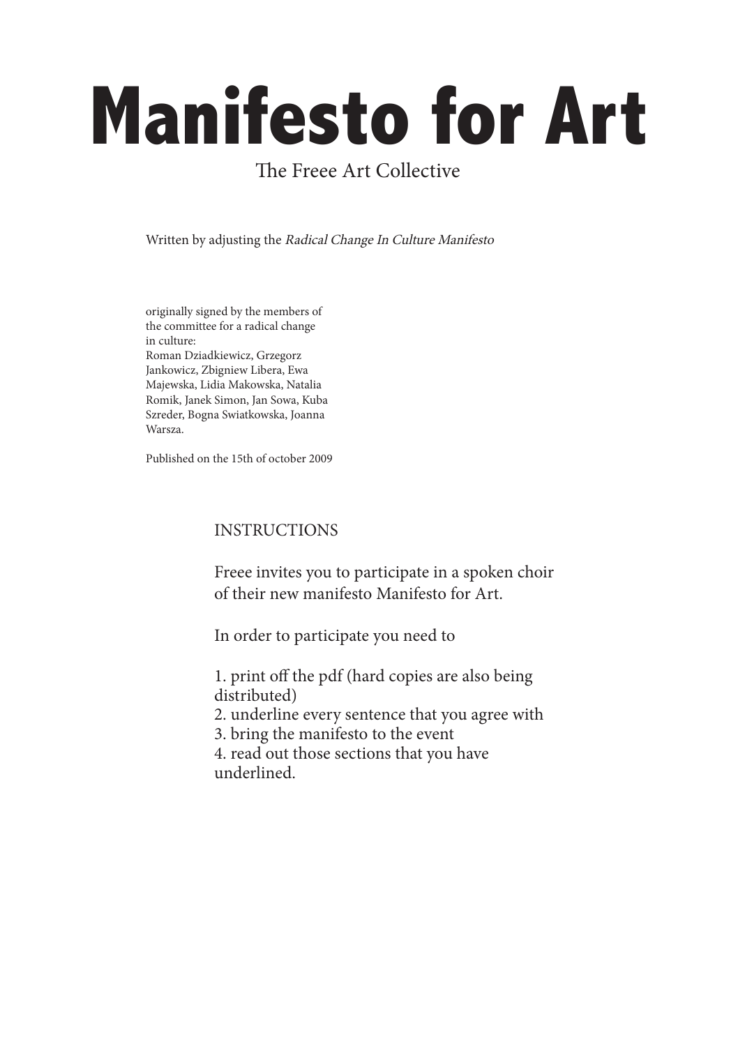# Manifesto for Art

The Freee Art Collective

Written by adjusting the *Radical Change In Culture Manifesto*

originally signed by the members of the committee for a radical change in culture:
Roman Dziadkiewicz, Grzegorz Jankowicz, Zbigniew Libera, Ewa Majewska, Lidia Makowska, Natalia Romik, Janek Simon, Jan Sowa, Kuba Szreder, Bogna Swiatkowska, Joanna Warsza.

Published on the 15th of october 2009

INSTRUCTIONS

Freee invites you to participate in a spoken choir of their new manifesto Manifesto for Art.

In order to participate you need to

1. print off the pdf (hard copies are also being distributed)
2. underline every sentence that you agree with
3. bring the manifesto to the event
4. read out those sections that you have underlined.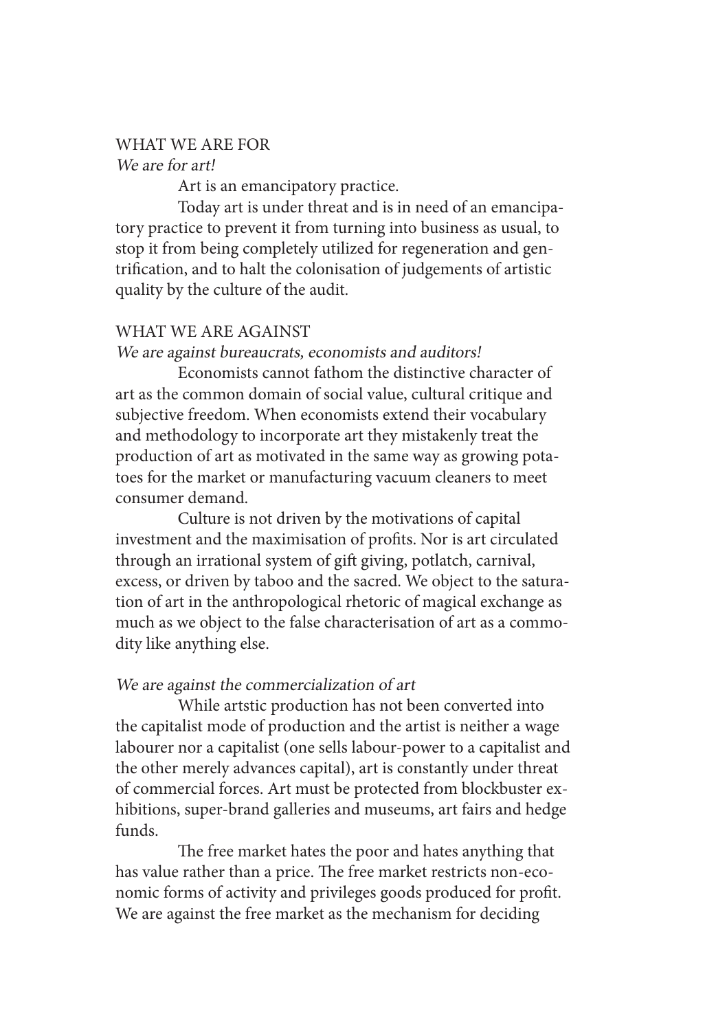## WHAT WE ARE FOR

*We are for art!*

Art is an emancipatory practice.

Today art is under threat and is in need of an emancipatory practice to prevent it from turning into business as usual, to stop it from being completely utilized for regeneration and gentrification, and to halt the colonisation of judgements of artistic quality by the culture of the audit.

## WHAT WE ARE AGAINST

*We are against bureaucrats, economists and auditors!*

Economists cannot fathom the distinctive character of art as the common domain of social value, cultural critique and subjective freedom. When economists extend their vocabulary and methodology to incorporate art they mistakenly treat the production of art as motivated in the same way as growing potatoes for the market or manufacturing vacuum cleaners to meet consumer demand.

Culture is not driven by the motivations of capital investment and the maximisation of profits. Nor is art circulated through an irrational system of gift giving, potlatch, carnival, excess, or driven by taboo and the sacred. We object to the saturation of art in the anthropological rhetoric of magical exchange as much as we object to the false characterisation of art as a commodity like anything else.

*We are against the commercialization of art*

While artstic production has not been converted into the capitalist mode of production and the artist is neither a wage labourer nor a capitalist (one sells labour-power to a capitalist and the other merely advances capital), art is constantly under threat of commercial forces. Art must be protected from blockbuster exhibitions, super-brand galleries and museums, art fairs and hedge funds.

The free market hates the poor and hates anything that has value rather than a price. The free market restricts non-economic forms of activity and privileges goods produced for profit. We are against the free market as the mechanism for deciding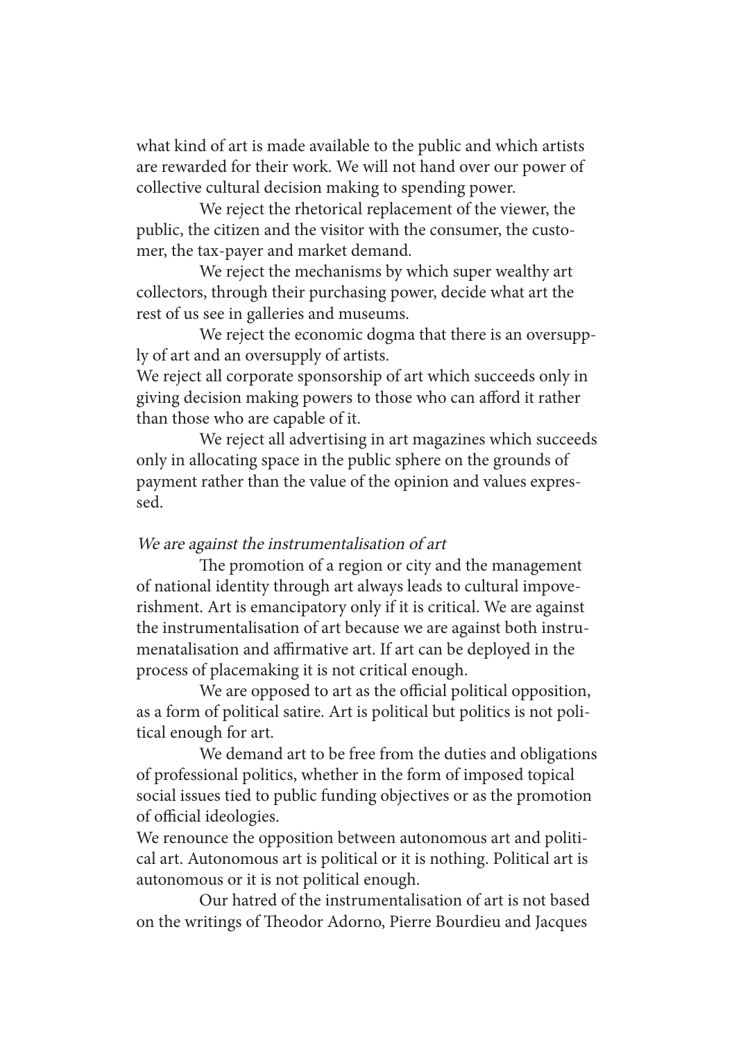what kind of art is made available to the public and which artists are rewarded for their work. We will not hand over our power of collective cultural decision making to spending power.

We reject the rhetorical replacement of the viewer, the public, the citizen and the visitor with the consumer, the customer, the tax-payer and market demand.

We reject the mechanisms by which super wealthy art collectors, through their purchasing power, decide what art the rest of us see in galleries and museums.

We reject the economic dogma that there is an oversupply of art and an oversupply of artists.

We reject all corporate sponsorship of art which succeeds only in giving decision making powers to those who can afford it rather than those who are capable of it.

We reject all advertising in art magazines which succeeds only in allocating space in the public sphere on the grounds of payment rather than the value of the opinion and values expressed.

*We are against the instrumentalisation of art*

The promotion of a region or city and the management of national identity through art always leads to cultural impoverishment. Art is emancipatory only if it is critical. We are against the instrumentalisation of art because we are against both instrumenatalisation and affirmative art. If art can be deployed in the process of placemaking it is not critical enough.

We are opposed to art as the official political opposition, as a form of political satire. Art is political but politics is not political enough for art.

We demand art to be free from the duties and obligations of professional politics, whether in the form of imposed topical social issues tied to public funding objectives or as the promotion of official ideologies.

We renounce the opposition between autonomous art and political art. Autonomous art is political or it is nothing. Political art is autonomous or it is not political enough.

Our hatred of the instrumentalisation of art is not based on the writings of Theodor Adorno, Pierre Bourdieu and Jacques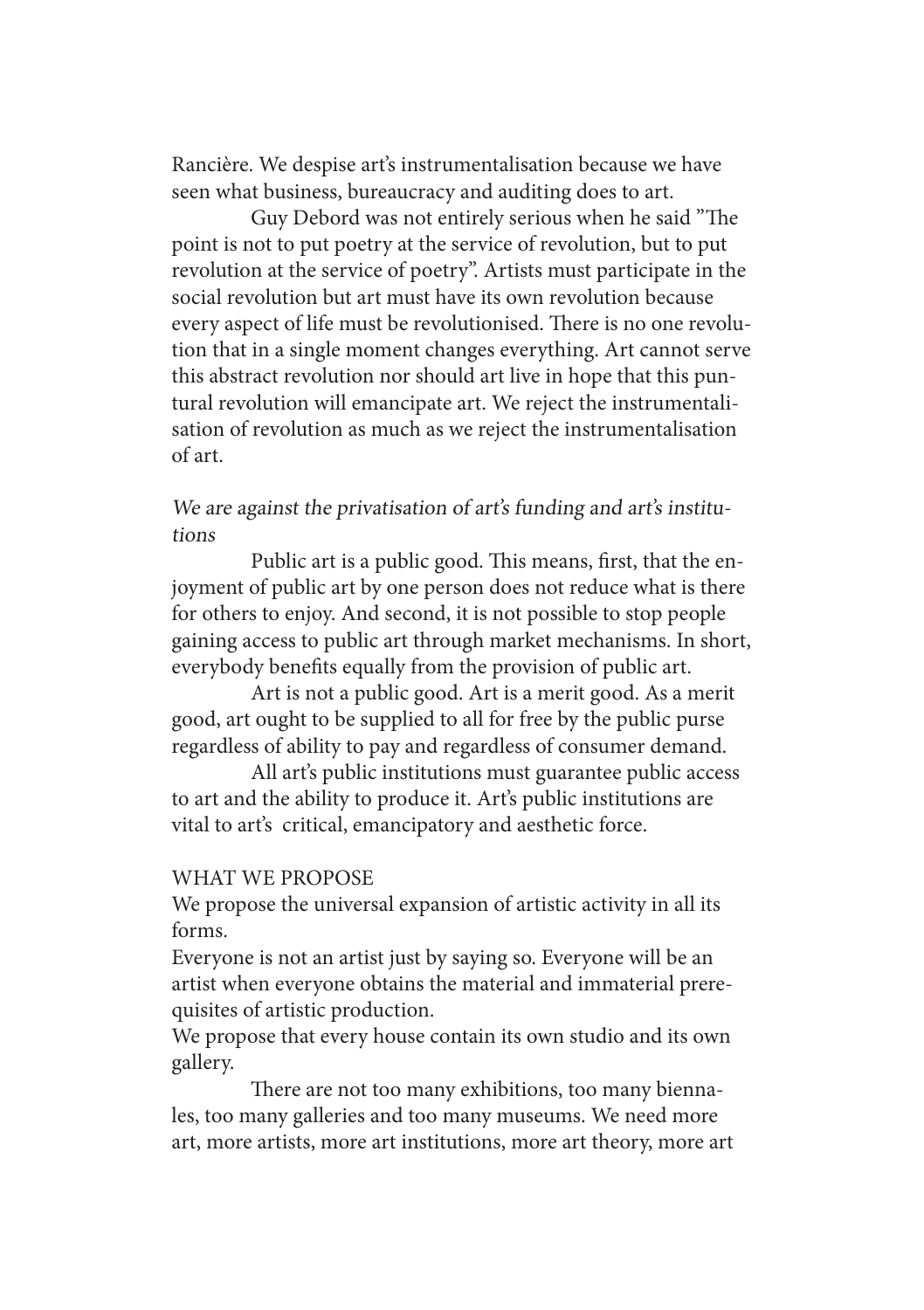Rancière. We despise art's instrumentalisation because we have seen what business, bureaucracy and auditing does to art.

Guy Debord was not entirely serious when he said "The point is not to put poetry at the service of revolution, but to put revolution at the service of poetry". Artists must participate in the social revolution but art must have its own revolution because every aspect of life must be revolutionised. There is no one revolution that in a single moment changes everything. Art cannot serve this abstract revolution nor should art live in hope that this puntural revolution will emancipate art. We reject the instrumentalisation of revolution as much as we reject the instrumentalisation of art.

*We are against the privatisation of art's funding and art's institutions*

Public art is a public good. This means, first, that the enjoyment of public art by one person does not reduce what is there for others to enjoy. And second, it is not possible to stop people gaining access to public art through market mechanisms. In short, everybody benefits equally from the provision of public art.

Art is not a public good. Art is a merit good. As a merit good, art ought to be supplied to all for free by the public purse regardless of ability to pay and regardless of consumer demand.

All art's public institutions must guarantee public access to art and the ability to produce it. Art's public institutions are vital to art's critical, emancipatory and aesthetic force.

WHAT WE PROPOSE

We propose the universal expansion of artistic activity in all its forms.

Everyone is not an artist just by saying so. Everyone will be an artist when everyone obtains the material and immaterial prerequisites of artistic production.

We propose that every house contain its own studio and its own gallery.

There are not too many exhibitions, too many biennales, too many galleries and too many museums. We need more art, more artists, more art institutions, more art theory, more art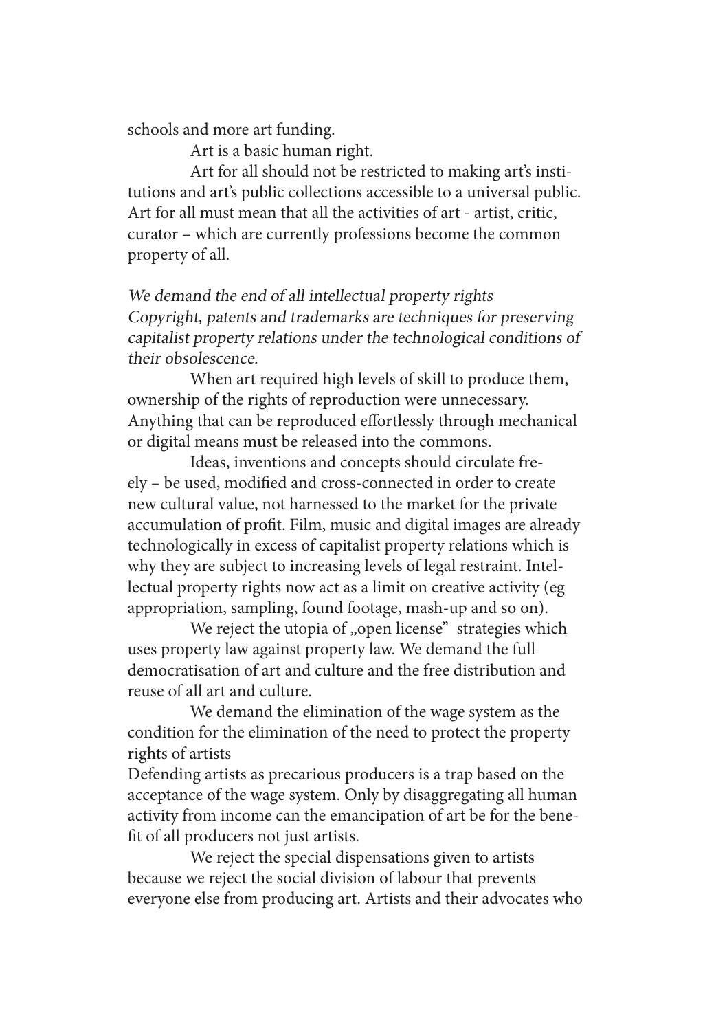schools and more art funding.

Art is a basic human right.

Art for all should not be restricted to making art's institutions and art's public collections accessible to a universal public. Art for all must mean that all the activities of art - artist, critic, curator – which are currently professions become the common property of all.

*We demand the end of all intellectual property rights*
*Copyright, patents and trademarks are techniques for preserving capitalist property relations under the technological conditions of their obsolescence.*

When art required high levels of skill to produce them, ownership of the rights of reproduction were unnecessary. Anything that can be reproduced effortlessly through mechanical or digital means must be released into the commons.

Ideas, inventions and concepts should circulate freely – be used, modified and cross-connected in order to create new cultural value, not harnessed to the market for the private accumulation of profit. Film, music and digital images are already technologically in excess of capitalist property relations which is why they are subject to increasing levels of legal restraint. Intellectual property rights now act as a limit on creative activity (eg appropriation, sampling, found footage, mash-up and so on).

We reject the utopia of „open license" strategies which uses property law against property law. We demand the full democratisation of art and culture and the free distribution and reuse of all art and culture.

We demand the elimination of the wage system as the condition for the elimination of the need to protect the property rights of artists
Defending artists as precarious producers is a trap based on the acceptance of the wage system. Only by disaggregating all human activity from income can the emancipation of art be for the benefit of all producers not just artists.

We reject the special dispensations given to artists because we reject the social division of labour that prevents everyone else from producing art. Artists and their advocates who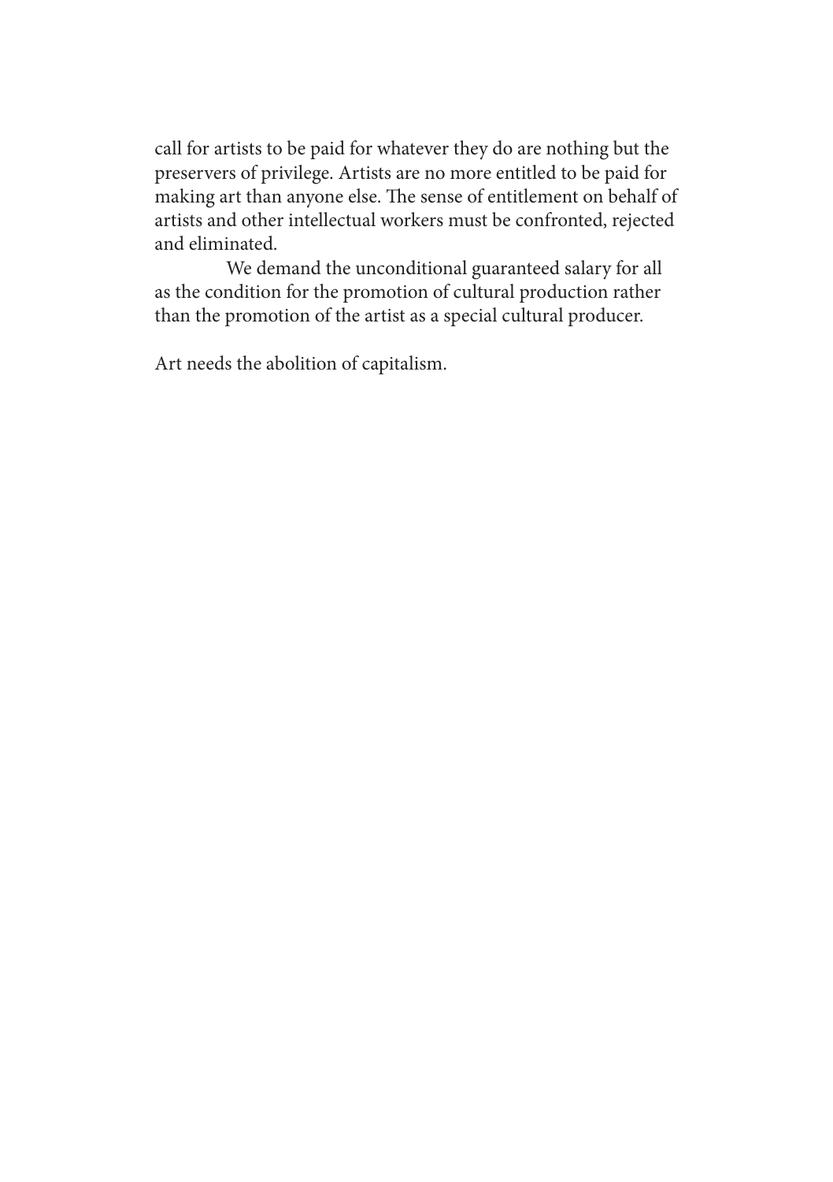call for artists to be paid for whatever they do are nothing but the preservers of privilege. Artists are no more entitled to be paid for making art than anyone else. The sense of entitlement on behalf of artists and other intellectual workers must be confronted, rejected and eliminated.

We demand the unconditional guaranteed salary for all as the condition for the promotion of cultural production rather than the promotion of the artist as a special cultural producer.

Art needs the abolition of capitalism.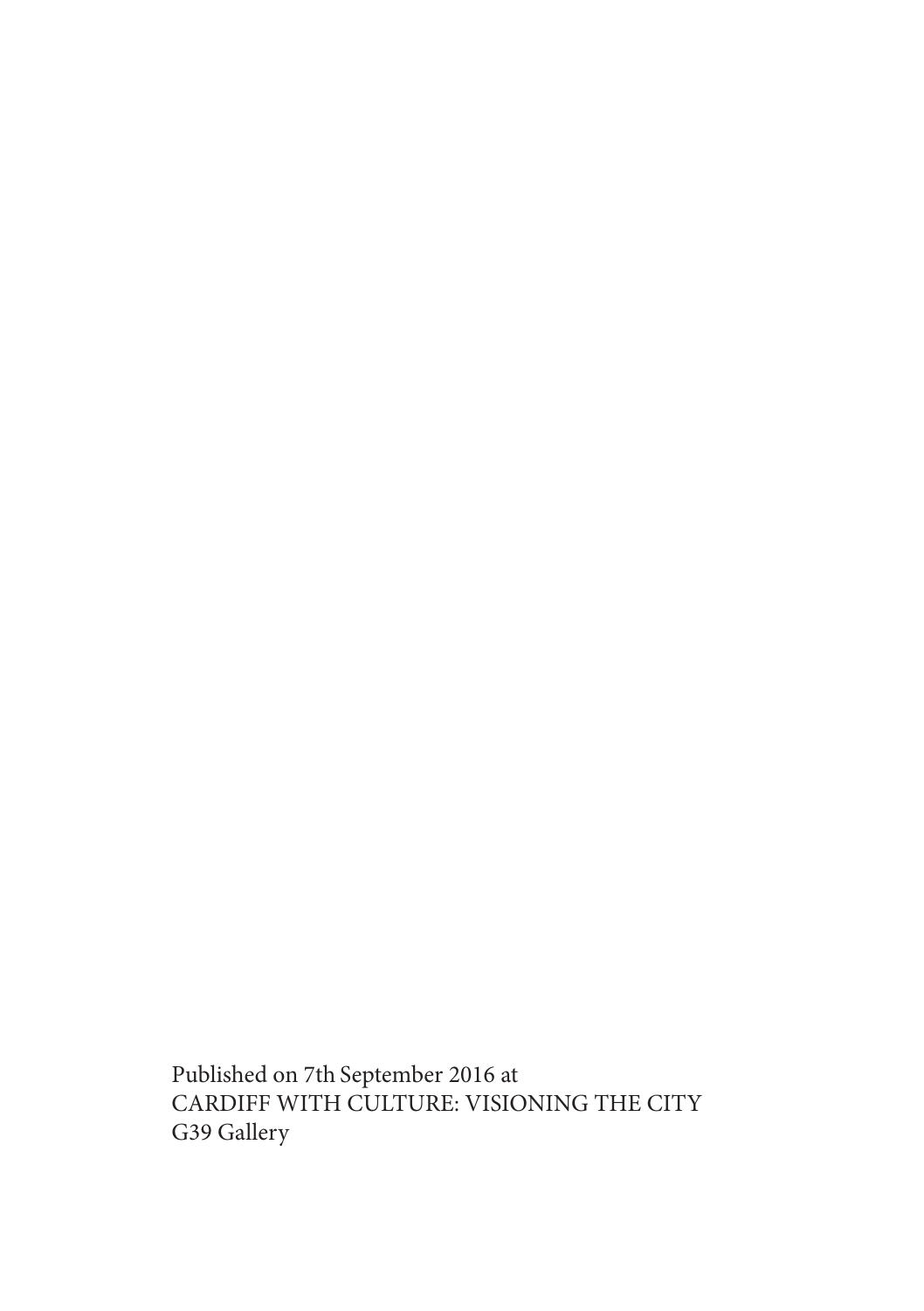Published on 7th September 2016 at
CARDIFF WITH CULTURE: VISIONING THE CITY
G39 Gallery